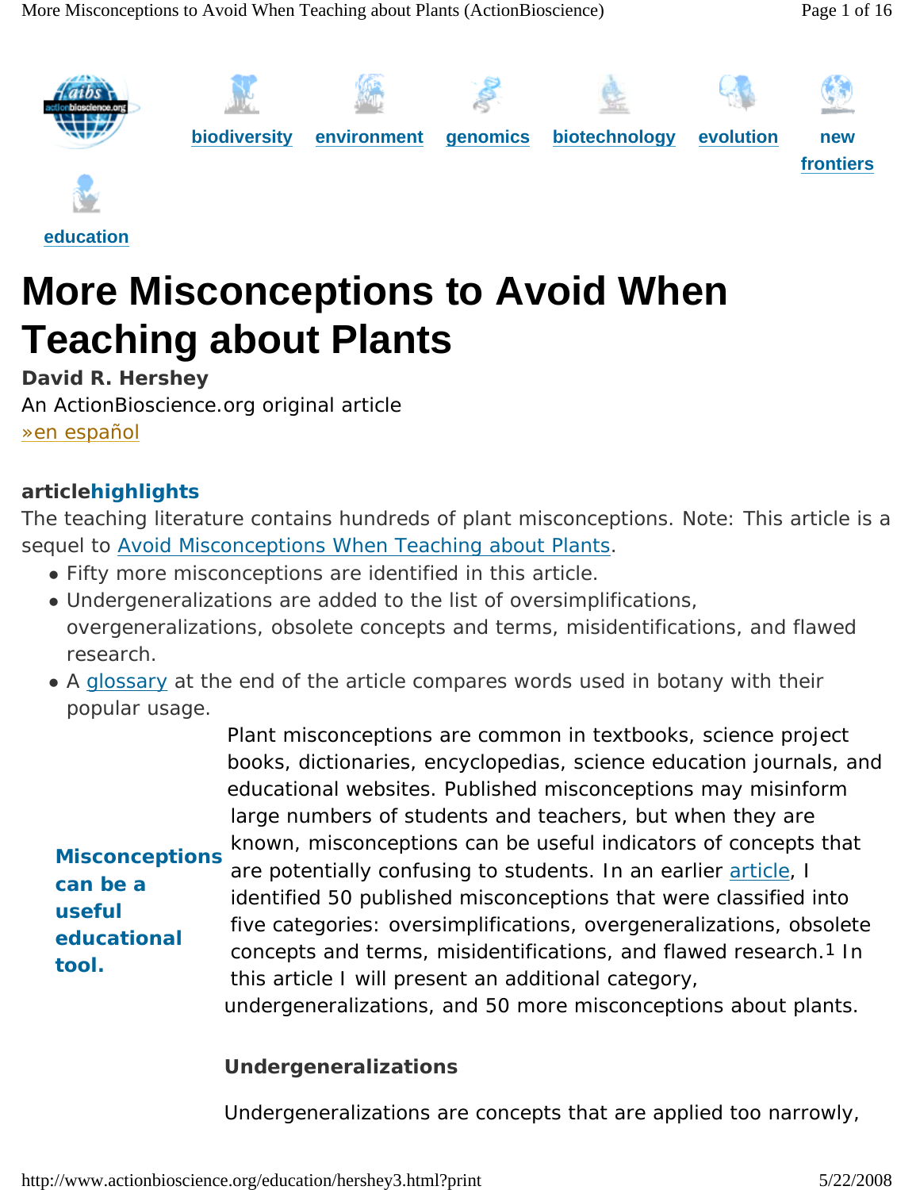biodiversity environment genomics biotechnology evolution new frontiers

education

# More Misconceptions to Avoid When Teaching about Plants

**David R. Hershey**

An ActionBioscience.org original article

»en español

**articlehighlights**

The teaching literature contains hundreds of plant misconceptions. Note: This article is a sequel to Avoid Misconceptions When Teaching about Plants.

- Fifty more misconceptions are identified in this article.
- Undergeneralizations are added to the list of oversimplifications, overgeneralizations, obsolete concepts and terms, misidentifications, and flawed research.
- A glossary at the end of the article compares words used in botany with their popular usage.

**Misconceptions can be a useful educational tool.**

Plant misconceptions are common in textbooks, science project books, dictionaries, encyclopedias, science education journals, and educational websites. Published misconceptions may misinform large numbers of students and teachers, but when they are known, misconceptions can be useful indicators of concepts that are potentially confusing to students. In an earlier article, I identified 50 published misconceptions that were classified into five categories: oversimplifications, overgeneralizations, obsolete concepts and terms, misidentifications, and flawed research.[1] In this article I will present an additional category, undergeneralizations, and 50 more misconceptions about plants.

### Undergeneralizations

Undergeneralizations are concepts that are applied too narrowly,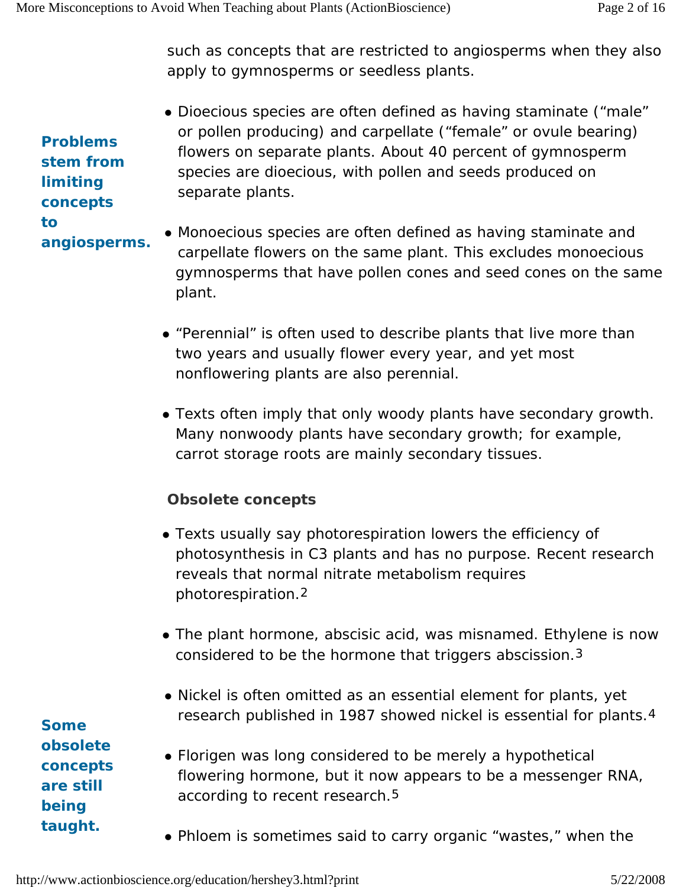such as concepts that are restricted to angiosperms when they also apply to gymnosperms or seedless plants.

**Problems stem from limiting concepts to angiosperms.**

- Dioecious species are often defined as having staminate (“male” or pollen producing) and carpellate (“female” or ovule bearing) flowers on separate plants. About 40 percent of gymnosperm species are dioecious, with pollen and seeds produced on separate plants.
- Monoecious species are often defined as having staminate and carpellate flowers on the same plant. This excludes monoecious gymnosperms that have pollen cones and seed cones on the same plant.
- “Perennial” is often used to describe plants that live more than two years and usually flower every year, and yet most nonflowering plants are also perennial.
- Texts often imply that only woody plants have secondary growth. Many nonwoody plants have secondary growth; for example, carrot storage roots are mainly secondary tissues.

**Obsolete concepts**

**Some obsolete concepts are still being taught.**

- Texts usually say photorespiration lowers the efficiency of photosynthesis in C3 plants and has no purpose. Recent research reveals that normal nitrate metabolism requires photorespiration.[2]
- The plant hormone, abscisic acid, was misnamed. Ethylene is now considered to be the hormone that triggers abscission.[3]
- Nickel is often omitted as an essential element for plants, yet research published in 1987 showed nickel is essential for plants.[4]
- Florigen was long considered to be merely a hypothetical flowering hormone, but it now appears to be a messenger RNA, according to recent research.[5]
- Phloem is sometimes said to carry organic “wastes,” when the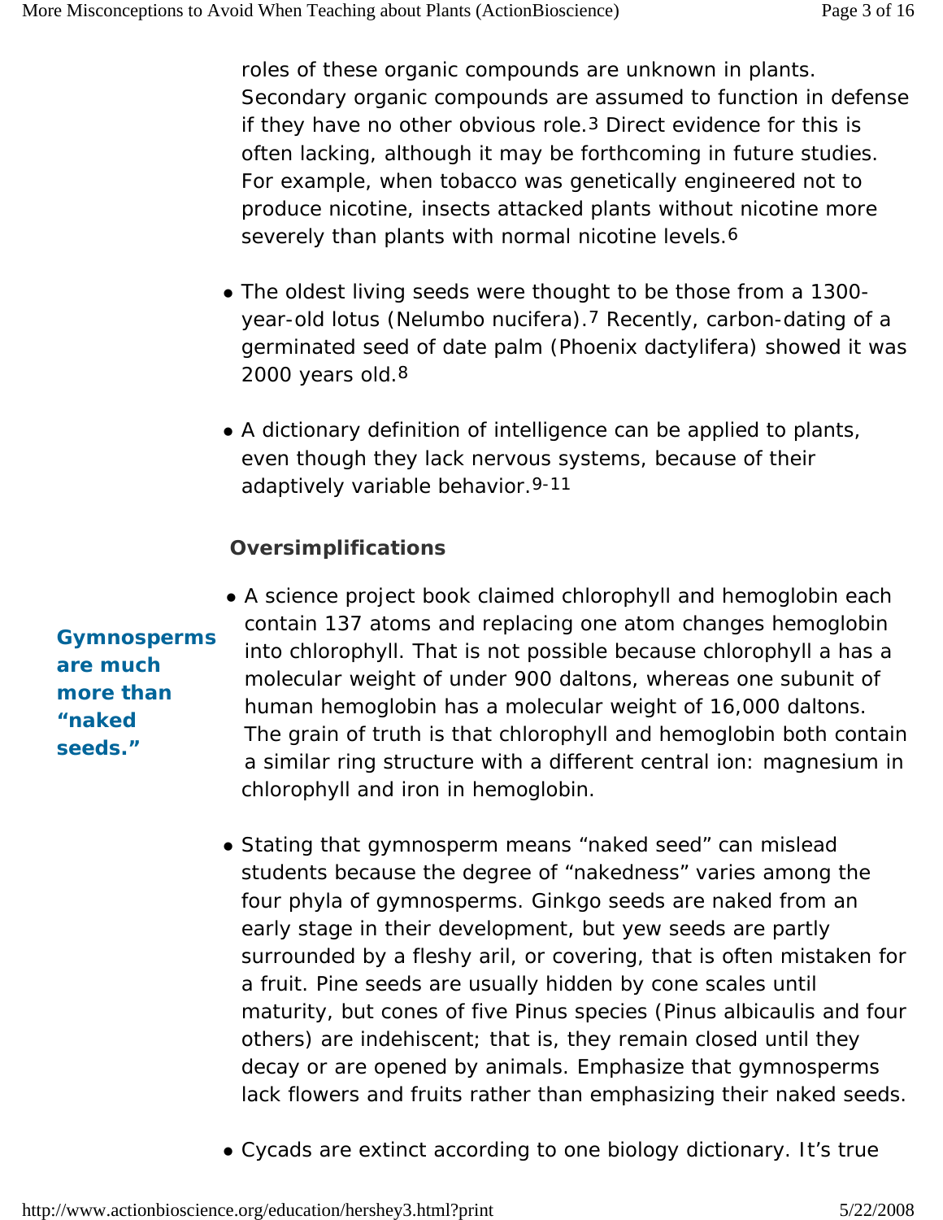roles of these organic compounds are unknown in plants. Secondary organic compounds are assumed to function in defense if they have no other obvious role.[3] Direct evidence for this is often lacking, although it may be forthcoming in future studies. For example, when tobacco was genetically engineered not to produce nicotine, insects attacked plants without nicotine more severely than plants with normal nicotine levels.[6]

- The oldest living seeds were thought to be those from a 1300-year-old lotus (*Nelumbo nucifera*).[7] Recently, carbon-dating of a germinated seed of date palm (*Phoenix dactylifera*) showed it was 2000 years old.[8]
- A dictionary definition of intelligence can be applied to plants, even though they lack nervous systems, because of their adaptively variable behavior.[9-11]

### Oversimplifications

**Gymnosperms are much more than "naked seeds."**

- A science project book claimed chlorophyll and hemoglobin each contain 137 atoms and replacing one atom changes hemoglobin into chlorophyll. That is not possible because chlorophyll a has a molecular weight of under 900 daltons, whereas one subunit of human hemoglobin has a molecular weight of 16,000 daltons. The grain of truth is that chlorophyll and hemoglobin both contain a similar ring structure with a different central ion: magnesium in chlorophyll and iron in hemoglobin.
- Stating that gymnosperm means "naked seed" can mislead students because the degree of "nakedness" varies among the four phyla of gymnosperms. Ginkgo seeds are naked from an early stage in their development, but yew seeds are partly surrounded by a fleshy aril, or covering, that is often mistaken for a fruit. Pine seeds are usually hidden by cone scales until maturity, but cones of five *Pinus* species (*Pinus albicaulis* and four others) are indehiscent; that is, they remain closed until they decay or are opened by animals. Emphasize that gymnosperms lack flowers and fruits rather than emphasizing their naked seeds.
- Cycads are extinct according to one biology dictionary. It's true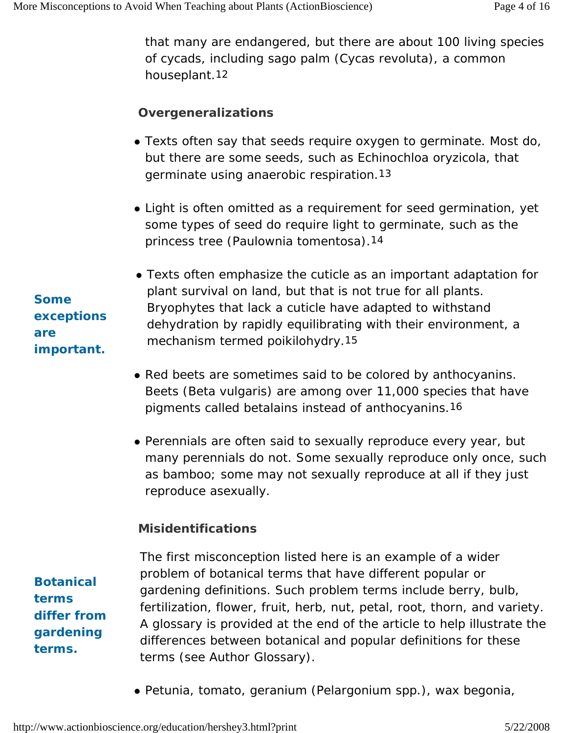that many are endangered, but there are about 100 living species of cycads, including sago palm (Cycas revoluta), a common houseplant.[12]

### Overgeneralizations

- Texts often say that seeds require oxygen to germinate. Most do, but there are some seeds, such as Echinochloa oryzicola, that germinate using anaerobic respiration.[13]
- Light is often omitted as a requirement for seed germination, yet some types of seed do require light to germinate, such as the princess tree (Paulownia tomentosa).[14]

**Some exceptions are important.**

- Texts often emphasize the cuticle as an important adaptation for plant survival on land, but that is not true for all plants. Bryophytes that lack a cuticle have adapted to withstand dehydration by rapidly equilibrating with their environment, a mechanism termed poikilohydry.[15]
- Red beets are sometimes said to be colored by anthocyanins. Beets (Beta vulgaris) are among over 11,000 species that have pigments called betalains instead of anthocyanins.[16]
- Perennials are often said to sexually reproduce every year, but many perennials do not. Some sexually reproduce only once, such as bamboo; some may not sexually reproduce at all if they just reproduce asexually.

### Misidentifications

**Botanical terms differ from gardening terms.**

The first misconception listed here is an example of a wider problem of botanical terms that have different popular or gardening definitions. Such problem terms include berry, bulb, fertilization, flower, fruit, herb, nut, petal, root, thorn, and variety. A glossary is provided at the end of the article to help illustrate the differences between botanical and popular definitions for these terms (see Author Glossary).

- Petunia, tomato, geranium (Pelargonium spp.), wax begonia,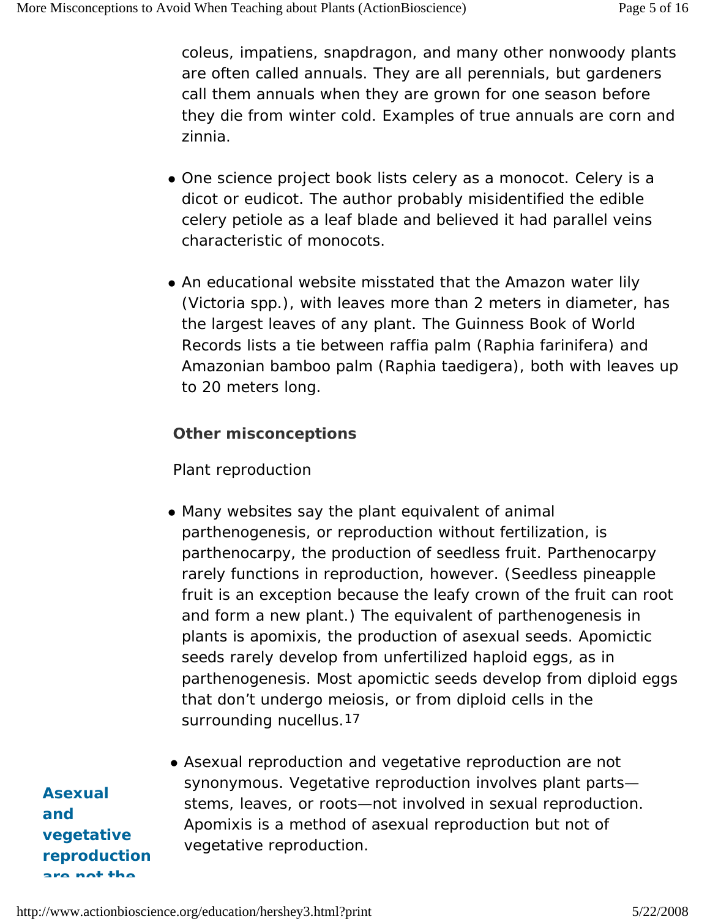coleus, impatiens, snapdragon, and many other nonwoody plants are often called annuals. They are all perennials, but gardeners call them annuals when they are grown for one season before they die from winter cold. Examples of true annuals are corn and zinnia.

- One science project book lists celery as a monocot. Celery is a dicot or eudicot. The author probably misidentified the edible celery petiole as a leaf blade and believed it had parallel veins characteristic of monocots.
- An educational website misstated that the Amazon water lily (Victoria spp.), with leaves more than 2 meters in diameter, has the largest leaves of any plant. The Guinness Book of World Records lists a tie between raffia palm (Raphia farinifera) and Amazonian bamboo palm (Raphia taedigera), both with leaves up to 20 meters long.

**Other misconceptions**

Plant reproduction

- Many websites say the plant equivalent of animal parthenogenesis, or reproduction without fertilization, is parthenocarpy, the production of seedless fruit. Parthenocarpy rarely functions in reproduction, however. (Seedless pineapple fruit is an exception because the leafy crown of the fruit can root and form a new plant.) The equivalent of parthenogenesis in plants is apomixis, the production of asexual seeds. Apomictic seeds rarely develop from unfertilized haploid eggs, as in parthenogenesis. Most apomictic seeds develop from diploid eggs that don't undergo meiosis, or from diploid cells in the surrounding nucellus.[17]

**Asexual and vegetative reproduction are not the**

- Asexual reproduction and vegetative reproduction are not synonymous. Vegetative reproduction involves plant parts—stems, leaves, or roots—not involved in sexual reproduction. Apomixis is a method of asexual reproduction but not of vegetative reproduction.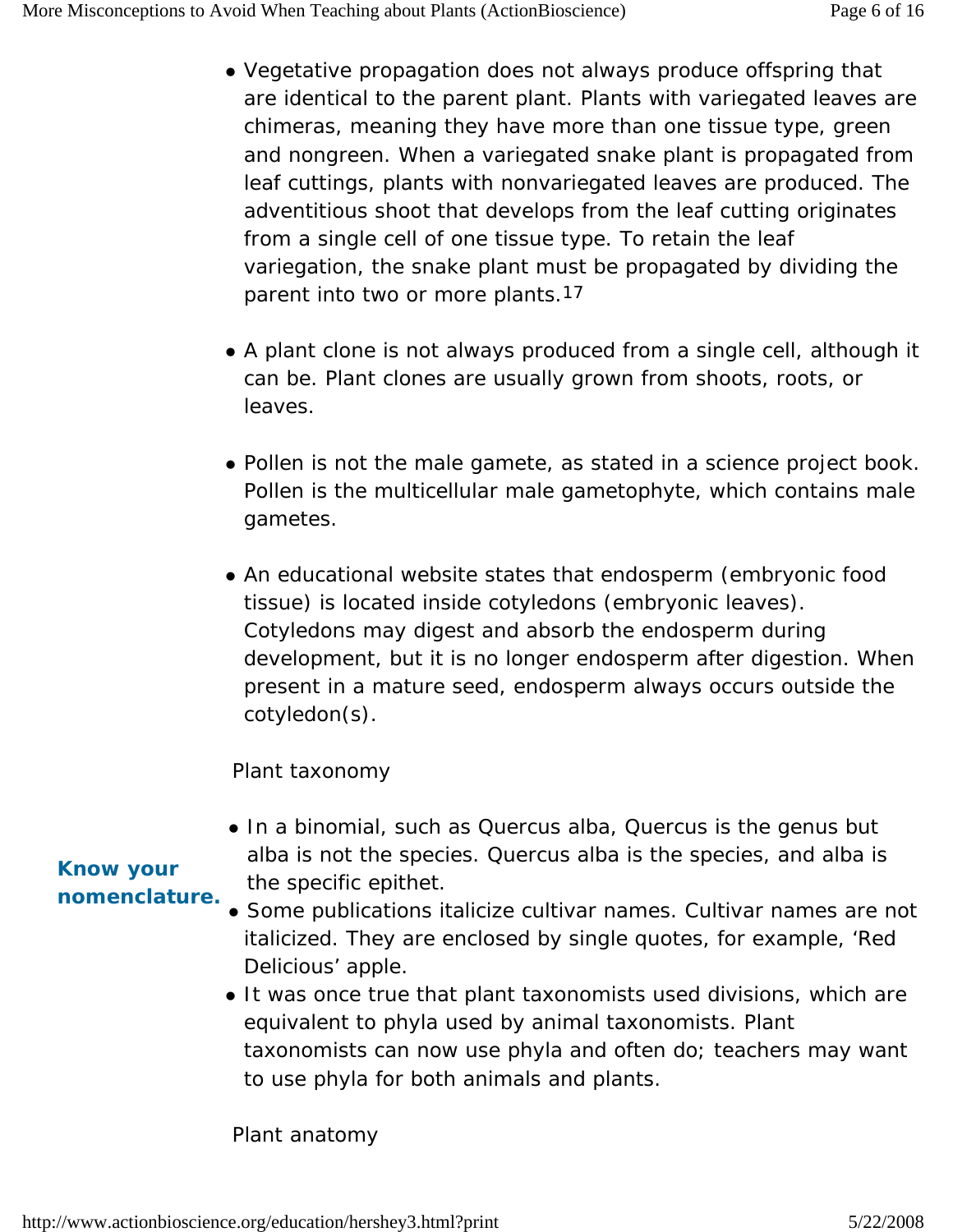- Vegetative propagation does not always produce offspring that are identical to the parent plant. Plants with variegated leaves are chimeras, meaning they have more than one tissue type, green and nongreen. When a variegated snake plant is propagated from leaf cuttings, plants with nonvariegated leaves are produced. The adventitious shoot that develops from the leaf cutting originates from a single cell of one tissue type. To retain the leaf variegation, the snake plant must be propagated by dividing the parent into two or more plants.[17]

- A plant clone is not always produced from a single cell, although it can be. Plant clones are usually grown from shoots, roots, or leaves.

- Pollen is not the male gamete, as stated in a science project book. Pollen is the multicellular male gametophyte, which contains male gametes.

- An educational website states that endosperm (embryonic food tissue) is located inside cotyledons (embryonic leaves). Cotyledons may digest and absorb the endosperm during development, but it is no longer endosperm after digestion. When present in a mature seed, endosperm always occurs outside the cotyledon(s).

Plant taxonomy

**Know your nomenclature.**

- In a binomial, such as Quercus alba, Quercus is the genus but alba is not the species. Quercus alba is the species, and alba is the specific epithet.
- Some publications italicize cultivar names. Cultivar names are not italicized. They are enclosed by single quotes, for example, 'Red Delicious' apple.
- It was once true that plant taxonomists used divisions, which are equivalent to phyla used by animal taxonomists. Plant taxonomists can now use phyla and often do; teachers may want to use phyla for both animals and plants.

Plant anatomy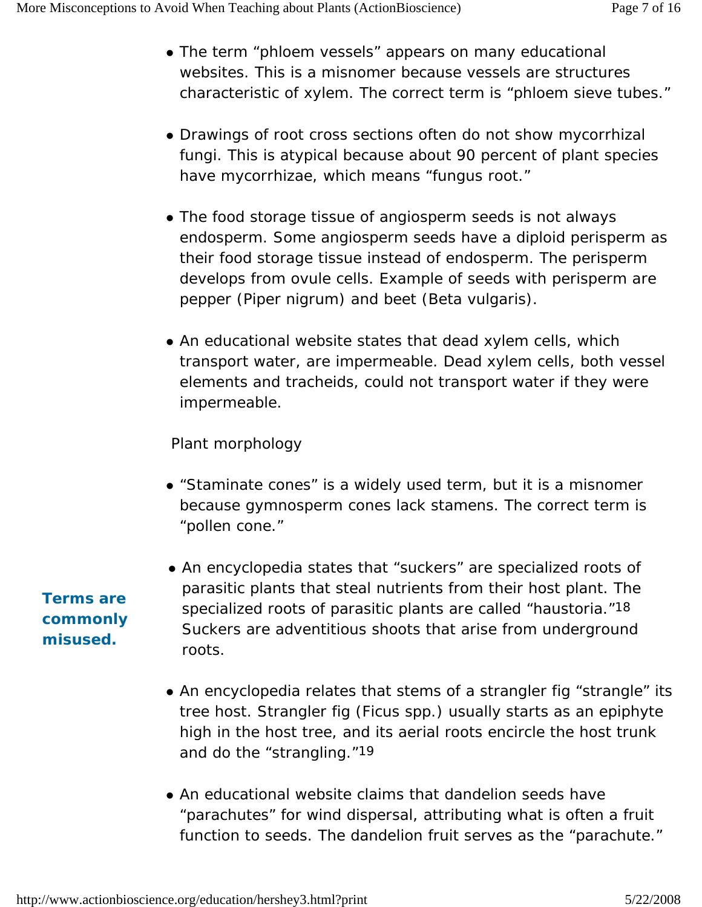- The term "phloem vessels" appears on many educational websites. This is a misnomer because vessels are structures characteristic of xylem. The correct term is "phloem sieve tubes."

- Drawings of root cross sections often do not show mycorrhizal fungi. This is atypical because about 90 percent of plant species have mycorrhizae, which means "fungus root."

- The food storage tissue of angiosperm seeds is not always endosperm. Some angiosperm seeds have a diploid perisperm as their food storage tissue instead of endosperm. The perisperm develops from ovule cells. Example of seeds with perisperm are pepper (Piper nigrum) and beet (Beta vulgaris).

- An educational website states that dead xylem cells, which transport water, are impermeable. Dead xylem cells, both vessel elements and tracheids, could not transport water if they were impermeable.

Plant morphology

**Terms are commonly misused.**

- "Staminate cones" is a widely used term, but it is a misnomer because gymnosperm cones lack stamens. The correct term is "pollen cone."

- An encyclopedia states that "suckers" are specialized roots of parasitic plants that steal nutrients from their host plant. The specialized roots of parasitic plants are called "haustoria."[18] Suckers are adventitious shoots that arise from underground roots.

- An encyclopedia relates that stems of a strangler fig "strangle" its tree host. Strangler fig (Ficus spp.) usually starts as an epiphyte high in the host tree, and its aerial roots encircle the host trunk and do the "strangling."[19]

- An educational website claims that dandelion seeds have "parachutes" for wind dispersal, attributing what is often a fruit function to seeds. The dandelion fruit serves as the "parachute."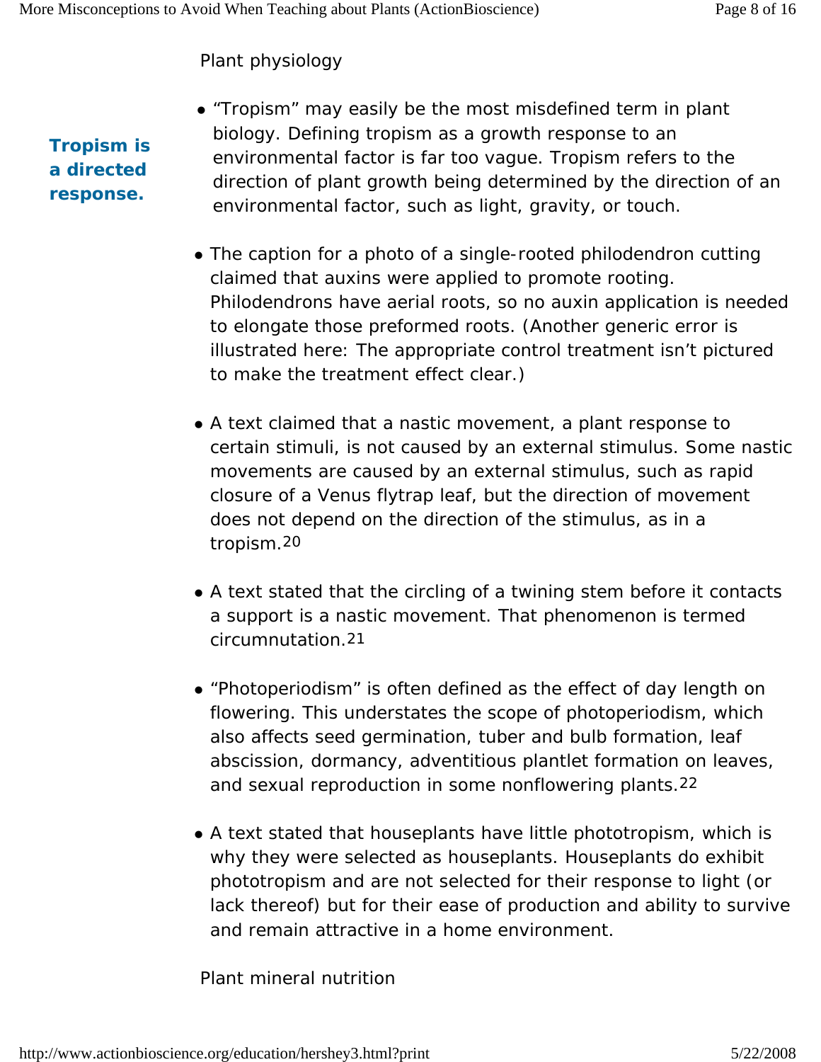Plant physiology

**Tropism is a directed response.**

- "Tropism" may easily be the most misdefined term in plant biology. Defining tropism as a growth response to an environmental factor is far too vague. Tropism refers to the direction of plant growth being determined by the direction of an environmental factor, such as light, gravity, or touch.

- The caption for a photo of a single-rooted philodendron cutting claimed that auxins were applied to promote rooting. Philodendrons have aerial roots, so no auxin application is needed to elongate those preformed roots. (Another generic error is illustrated here: The appropriate control treatment isn't pictured to make the treatment effect clear.)

- A text claimed that a nastic movement, a plant response to certain stimuli, is not caused by an external stimulus. Some nastic movements are caused by an external stimulus, such as rapid closure of a Venus flytrap leaf, but the direction of movement does not depend on the direction of the stimulus, as in a tropism.[20]

- A text stated that the circling of a twining stem before it contacts a support is a nastic movement. That phenomenon is termed circumnutation.[21]

- "Photoperiodism" is often defined as the effect of day length on flowering. This understates the scope of photoperiodism, which also affects seed germination, tuber and bulb formation, leaf abscission, dormancy, adventitious plantlet formation on leaves, and sexual reproduction in some nonflowering plants.[22]

- A text stated that houseplants have little phototropism, which is why they were selected as houseplants. Houseplants do exhibit phototropism and are not selected for their response to light (or lack thereof) but for their ease of production and ability to survive and remain attractive in a home environment.

Plant mineral nutrition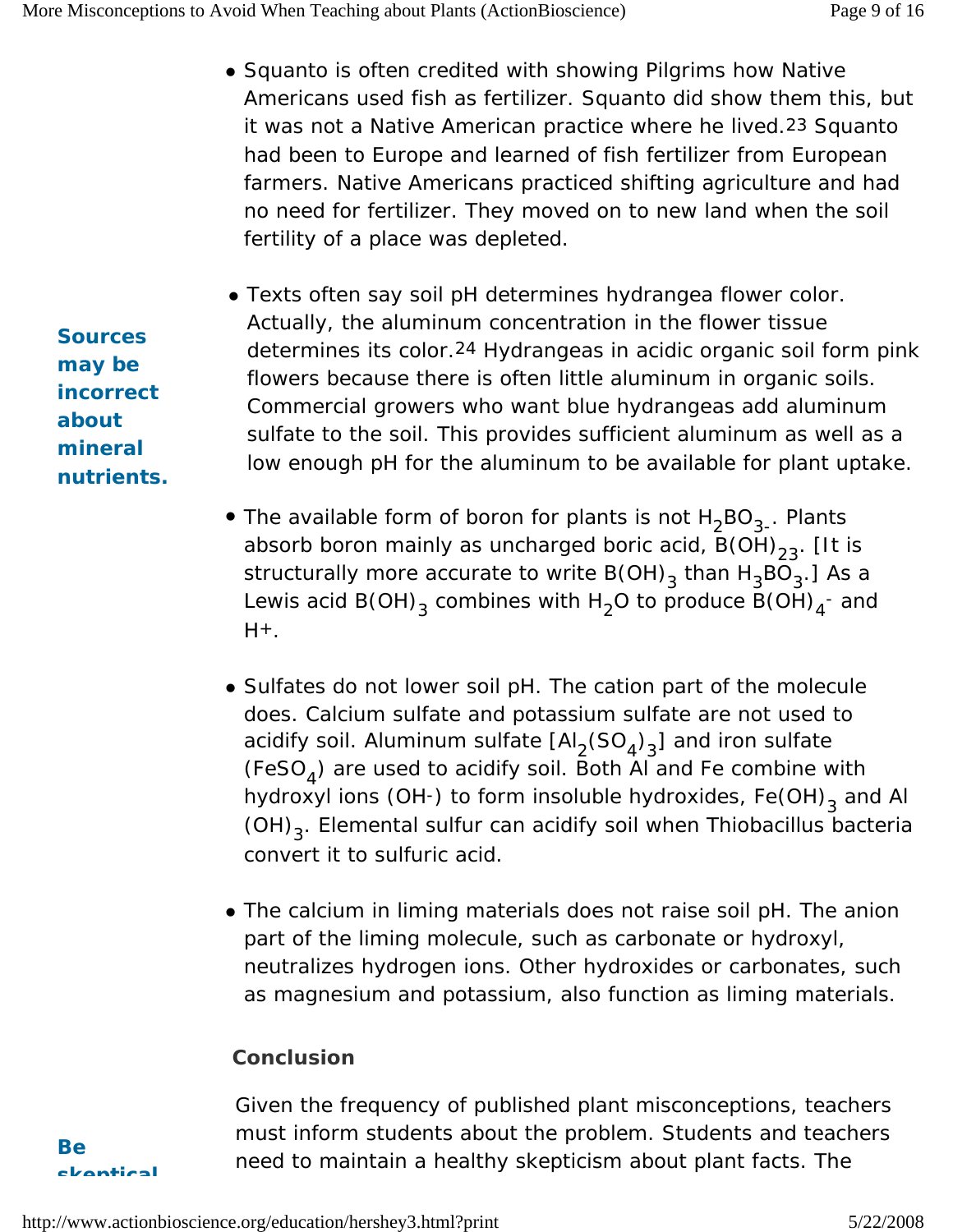- Squanto is often credited with showing Pilgrims how Native Americans used fish as fertilizer. Squanto did show them this, but it was not a Native American practice where he lived.[23] Squanto had been to Europe and learned of fish fertilizer from European farmers. Native Americans practiced shifting agriculture and had no need for fertilizer. They moved on to new land when the soil fertility of a place was depleted.

**Sources may be incorrect about mineral nutrients.**

- Texts often say soil pH determines hydrangea flower color. Actually, the aluminum concentration in the flower tissue determines its color.[24] Hydrangeas in acidic organic soil form pink flowers because there is often little aluminum in organic soils. Commercial growers who want blue hydrangeas add aluminum sulfate to the soil. This provides sufficient aluminum as well as a low enough pH for the aluminum to be available for plant uptake.

- The available form of boron for plants is not $H_2BO_3^-$. Plants absorb boron mainly as uncharged boric acid, $B(OH)_3$[23]. [It is structurally more accurate to write $B(OH)_3$ than $H_3BO_3$.] As a Lewis acid $B(OH)_3$ combines with $H_2O$ to produce $B(OH)_4^-$ and $H^+$.

- Sulfates do not lower soil pH. The cation part of the molecule does. Calcium sulfate and potassium sulfate are not used to acidify soil. Aluminum sulfate [$Al_2(SO_4)_3$] and iron sulfate ($FeSO_4$) are used to acidify soil. Both Al and Fe combine with hydroxyl ions ($OH^-$) to form insoluble hydroxides, $Fe(OH)_3$ and $Al(OH)_3$. Elemental sulfur can acidify soil when Thiobacillus bacteria convert it to sulfuric acid.

- The calcium in liming materials does not raise soil pH. The anion part of the liming molecule, such as carbonate or hydroxyl, neutralizes hydrogen ions. Other hydroxides or carbonates, such as magnesium and potassium, also function as liming materials.

### Conclusion

**Be skeptical**

Given the frequency of published plant misconceptions, teachers must inform students about the problem. Students and teachers need to maintain a healthy skepticism about plant facts. The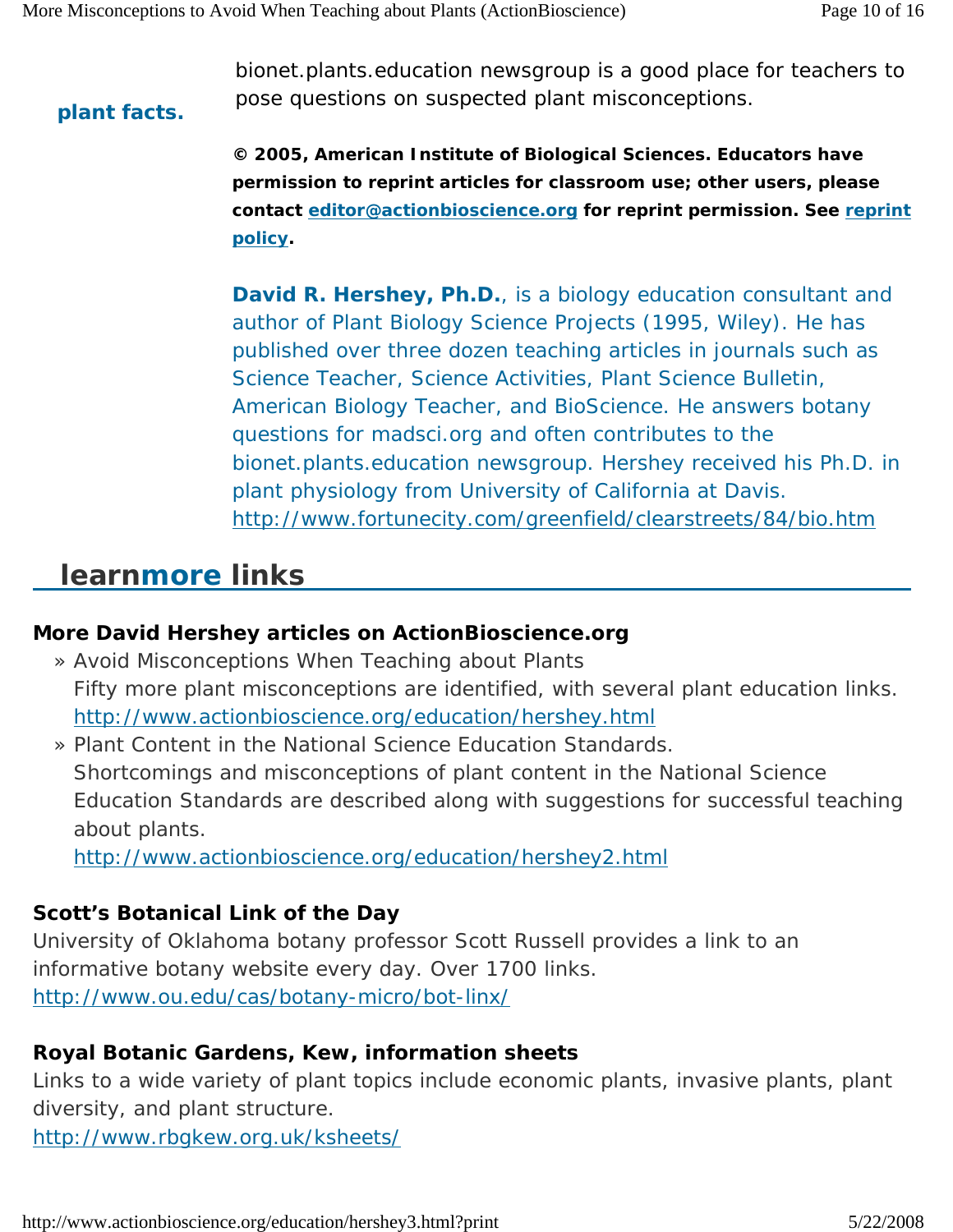**plant facts.**

bionet.plants.education newsgroup is a good place for teachers to pose questions on suspected plant misconceptions.

**© 2005, American Institute of Biological Sciences. Educators have permission to reprint articles for classroom use; other users, please contact editor@actionbioscience.org for reprint permission. See reprint policy.**

**David R. Hershey, Ph.D.**, is a biology education consultant and author of Plant Biology Science Projects (1995, Wiley). He has published over three dozen teaching articles in journals such as Science Teacher, Science Activities, Plant Science Bulletin, American Biology Teacher, and BioScience. He answers botany questions for madsci.org and often contributes to the bionet.plants.education newsgroup. Hershey received his Ph.D. in plant physiology from University of California at Davis.
http://www.fortunecity.com/greenfield/clearstreets/84/bio.htm

## learnmore links

**More David Hershey articles on ActionBioscience.org**

» Avoid Misconceptions When Teaching about Plants
Fifty more plant misconceptions are identified, with several plant education links.
http://www.actionbioscience.org/education/hershey.html

» Plant Content in the National Science Education Standards.
Shortcomings and misconceptions of plant content in the National Science Education Standards are described along with suggestions for successful teaching about plants.
http://www.actionbioscience.org/education/hershey2.html

**Scott's Botanical Link of the Day**
University of Oklahoma botany professor Scott Russell provides a link to an informative botany website every day. Over 1700 links.
http://www.ou.edu/cas/botany-micro/bot-linx/

**Royal Botanic Gardens, Kew, information sheets**
Links to a wide variety of plant topics include economic plants, invasive plants, plant diversity, and plant structure.
http://www.rbgkew.org.uk/ksheets/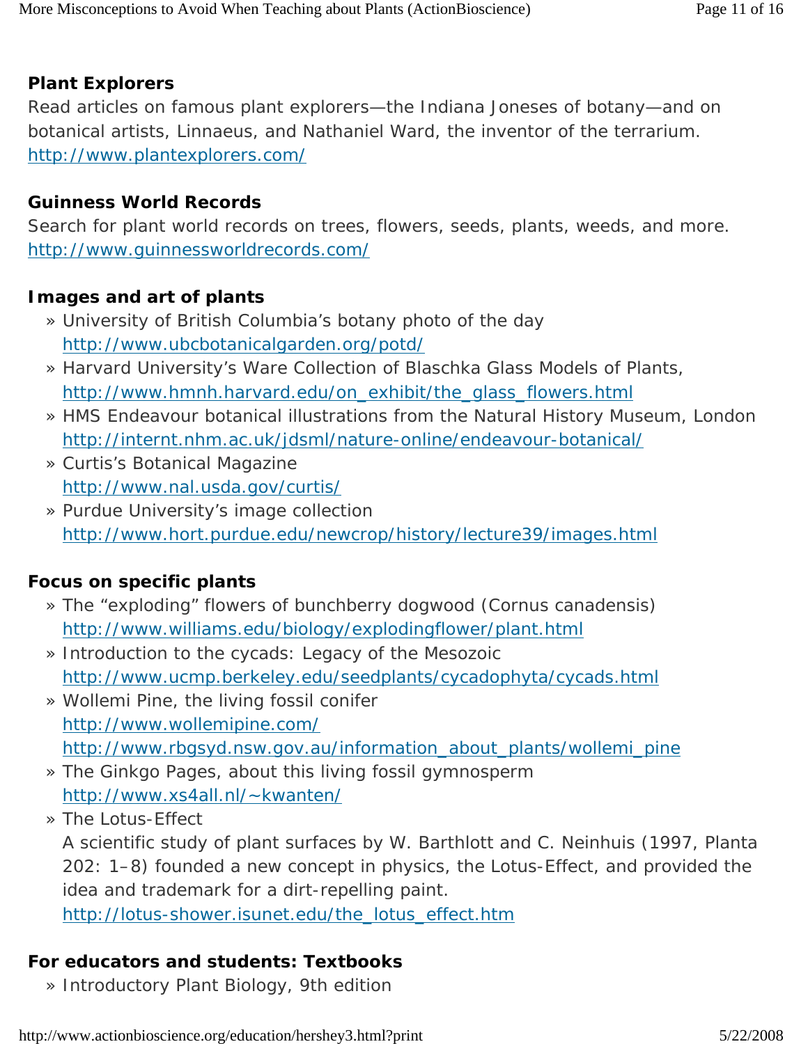**Plant Explorers**

Read articles on famous plant explorers—the Indiana Joneses of botany—and on botanical artists, Linnaeus, and Nathaniel Ward, the inventor of the terrarium.
http://www.plantexplorers.com/

**Guinness World Records**

Search for plant world records on trees, flowers, seeds, plants, weeds, and more.
http://www.guinnessworldrecords.com/

**Images and art of plants**

- University of British Columbia's botany photo of the day
  http://www.ubcbotanicalgarden.org/potd/
- Harvard University's Ware Collection of Blaschka Glass Models of Plants,
  http://www.hmnh.harvard.edu/on_exhibit/the_glass_flowers.html
- HMS Endeavour botanical illustrations from the Natural History Museum, London
  http://internt.nhm.ac.uk/jdsml/nature-online/endeavour-botanical/
- Curtis's Botanical Magazine
  http://www.nal.usda.gov/curtis/
- Purdue University's image collection
  http://www.hort.purdue.edu/newcrop/history/lecture39/images.html

**Focus on specific plants**

- The "exploding" flowers of bunchberry dogwood (Cornus canadensis)
  http://www.williams.edu/biology/explodingflower/plant.html
- Introduction to the cycads: Legacy of the Mesozoic
  http://www.ucmp.berkeley.edu/seedplants/cycadophyta/cycads.html
- Wollemi Pine, the living fossil conifer
  http://www.wollemipine.com/
  http://www.rbgsyd.nsw.gov.au/information_about_plants/wollemi_pine
- The Ginkgo Pages, about this living fossil gymnosperm
  http://www.xs4all.nl/~kwanten/
- The Lotus-Effect
  A scientific study of plant surfaces by W. Barthlott and C. Neinhuis (1997, Planta 202: 1–8) founded a new concept in physics, the Lotus-Effect, and provided the idea and trademark for a dirt-repelling paint.
  http://lotus-shower.isunet.edu/the_lotus_effect.htm

**For educators and students: Textbooks**

- Introductory Plant Biology, 9th edition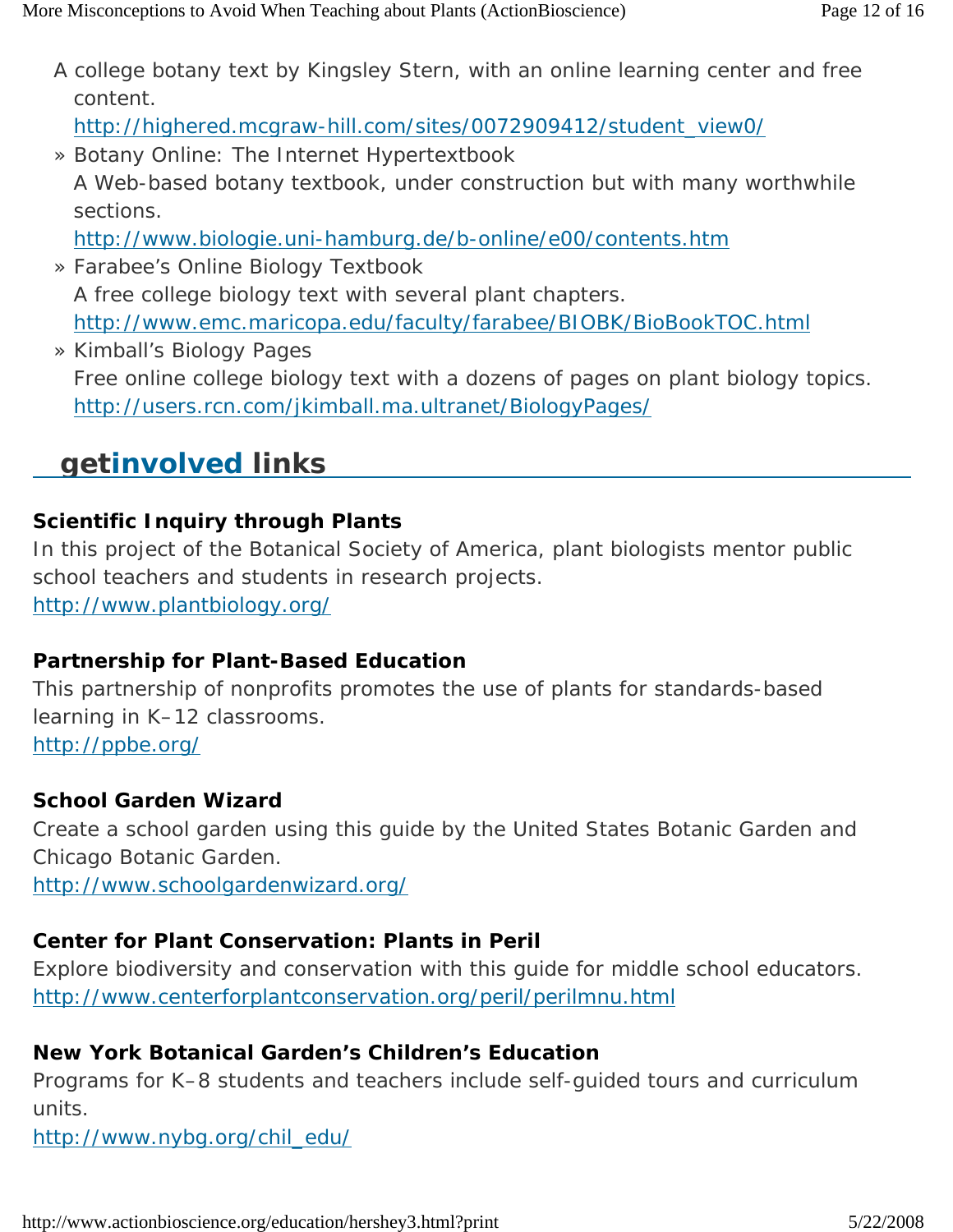A college botany text by Kingsley Stern, with an online learning center and free content.
http://highered.mcgraw-hill.com/sites/0072909412/student_view0/

» Botany Online: The Internet Hypertextbook
A Web-based botany textbook, under construction but with many worthwhile sections.
http://www.biologie.uni-hamburg.de/b-online/e00/contents.htm

» Farabee's Online Biology Textbook
A free college biology text with several plant chapters.
http://www.emc.maricopa.edu/faculty/farabee/BIOBK/BioBookTOC.html

» Kimball's Biology Pages
Free online college biology text with a dozens of pages on plant biology topics.
http://users.rcn.com/jkimball.ma.ultranet/BiologyPages/

## getinvolved links

**Scientific Inquiry through Plants**
In this project of the Botanical Society of America, plant biologists mentor public school teachers and students in research projects.
http://www.plantbiology.org/

**Partnership for Plant-Based Education**
This partnership of nonprofits promotes the use of plants for standards-based learning in K–12 classrooms.
http://ppbe.org/

**School Garden Wizard**
Create a school garden using this guide by the United States Botanic Garden and Chicago Botanic Garden.
http://www.schoolgardenwizard.org/

**Center for Plant Conservation: Plants in Peril**
Explore biodiversity and conservation with this guide for middle school educators.
http://www.centerforplantconservation.org/peril/perilmnu.html

**New York Botanical Garden's Children's Education**
Programs for K–8 students and teachers include self-guided tours and curriculum units.
http://www.nybg.org/chil_edu/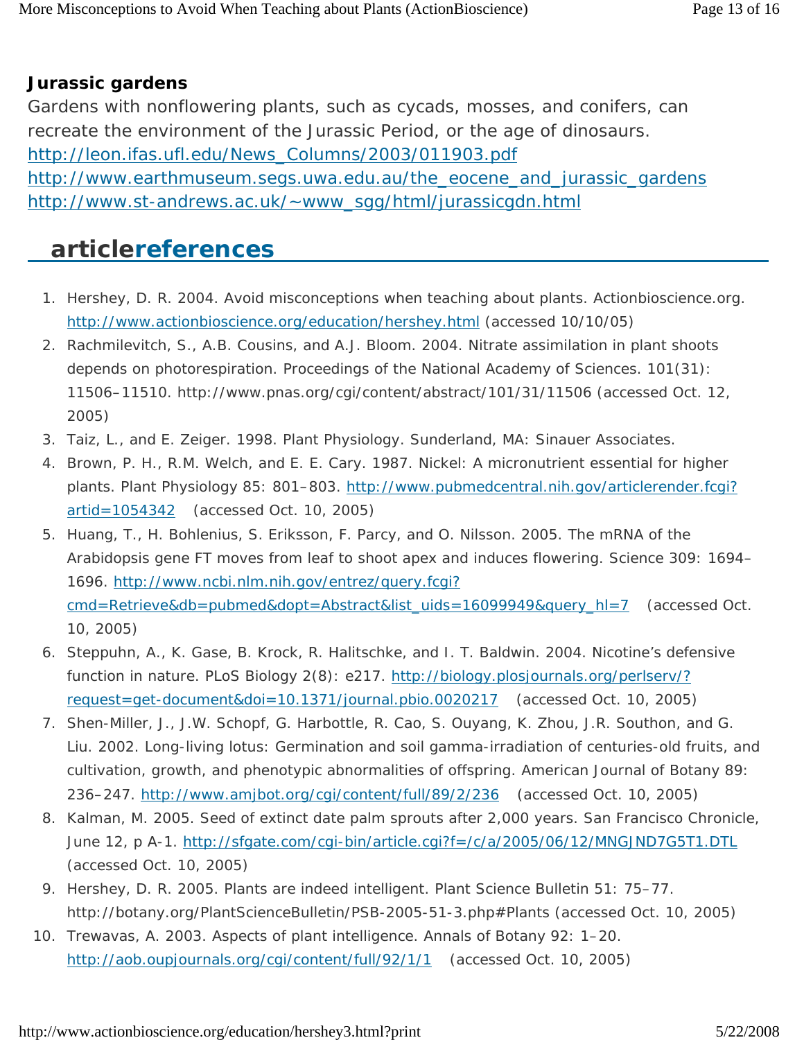**Jurassic gardens**

Gardens with nonflowering plants, such as cycads, mosses, and conifers, can recreate the environment of the Jurassic Period, or the age of dinosaurs.
http://leon.ifas.ufl.edu/News_Columns/2003/011903.pdf
http://www.earthmuseum.segs.uwa.edu.au/the_eocene_and_jurassic_gardens
http://www.st-andrews.ac.uk/~www_sgg/html/jurassicgdn.html

## articlereferences

1. Hershey, D. R. 2004. Avoid misconceptions when teaching about plants. Actionbioscience.org. http://www.actionbioscience.org/education/hershey.html (accessed 10/10/05)
2. Rachmilevitch, S., A.B. Cousins, and A.J. Bloom. 2004. Nitrate assimilation in plant shoots depends on photorespiration. Proceedings of the National Academy of Sciences. 101(31): 11506–11510. http://www.pnas.org/cgi/content/abstract/101/31/11506 (accessed Oct. 12, 2005)
3. Taiz, L., and E. Zeiger. 1998. Plant Physiology. Sunderland, MA: Sinauer Associates.
4. Brown, P. H., R.M. Welch, and E. E. Cary. 1987. Nickel: A micronutrient essential for higher plants. Plant Physiology 85: 801–803. http://www.pubmedcentral.nih.gov/articlerender.fcgi?artid=1054342 (accessed Oct. 10, 2005)
5. Huang, T., H. Bohlenius, S. Eriksson, F. Parcy, and O. Nilsson. 2005. The mRNA of the Arabidopsis gene FT moves from leaf to shoot apex and induces flowering. Science 309: 1694–1696. http://www.ncbi.nlm.nih.gov/entrez/query.fcgi?cmd=Retrieve&db=pubmed&dopt=Abstract&list_uids=16099949&query_hl=7 (accessed Oct. 10, 2005)
6. Steppuhn, A., K. Gase, B. Krock, R. Halitschke, and I. T. Baldwin. 2004. Nicotine's defensive function in nature. PLoS Biology 2(8): e217. http://biology.plosjournals.org/perlserv/?request=get-document&doi=10.1371/journal.pbio.0020217 (accessed Oct. 10, 2005)
7. Shen-Miller, J., J.W. Schopf, G. Harbottle, R. Cao, S. Ouyang, K. Zhou, J.R. Southon, and G. Liu. 2002. Long-living lotus: Germination and soil gamma-irradiation of centuries-old fruits, and cultivation, growth, and phenotypic abnormalities of offspring. American Journal of Botany 89: 236–247. http://www.amjbot.org/cgi/content/full/89/2/236 (accessed Oct. 10, 2005)
8. Kalman, M. 2005. Seed of extinct date palm sprouts after 2,000 years. San Francisco Chronicle, June 12, p A-1. http://sfgate.com/cgi-bin/article.cgi?f=/c/a/2005/06/12/MNGJND7G5T1.DTL (accessed Oct. 10, 2005)
9. Hershey, D. R. 2005. Plants are indeed intelligent. Plant Science Bulletin 51: 75–77. http://botany.org/PlantScienceBulletin/PSB-2005-51-3.php#Plants (accessed Oct. 10, 2005)
10. Trewavas, A. 2003. Aspects of plant intelligence. Annals of Botany 92: 1–20. http://aob.oupjournals.org/cgi/content/full/92/1/1 (accessed Oct. 10, 2005)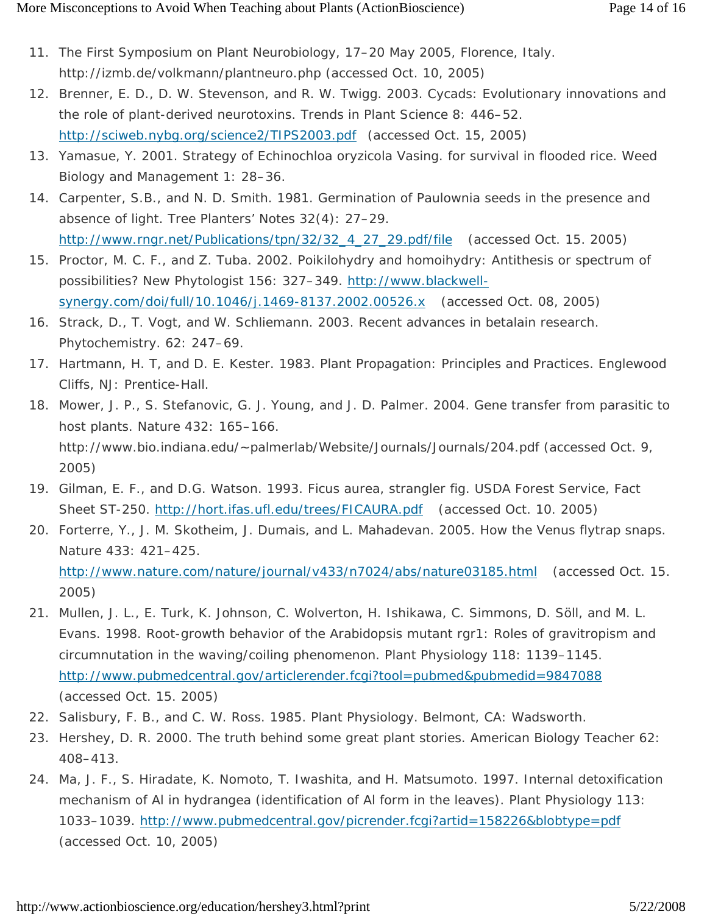11. The First Symposium on Plant Neurobiology, 17–20 May 2005, Florence, Italy. http://izmb.de/volkmann/plantneuro.php (accessed Oct. 10, 2005)
12. Brenner, E. D., D. W. Stevenson, and R. W. Twigg. 2003. Cycads: Evolutionary innovations and the role of plant-derived neurotoxins. Trends in Plant Science 8: 446–52. http://sciweb.nybg.org/science2/TIPS2003.pdf (accessed Oct. 15, 2005)
13. Yamasue, Y. 2001. Strategy of Echinochloa oryzicola Vasing. for survival in flooded rice. Weed Biology and Management 1: 28–36.
14. Carpenter, S.B., and N. D. Smith. 1981. Germination of Paulownia seeds in the presence and absence of light. Tree Planters' Notes 32(4): 27–29. http://www.rngr.net/Publications/tpn/32/32_4_27_29.pdf/file (accessed Oct. 15. 2005)
15. Proctor, M. C. F., and Z. Tuba. 2002. Poikilohydry and homoihydry: Antithesis or spectrum of possibilities? New Phytologist 156: 327–349. http://www.blackwell-synergy.com/doi/full/10.1046/j.1469-8137.2002.00526.x (accessed Oct. 08, 2005)
16. Strack, D., T. Vogt, and W. Schliemann. 2003. Recent advances in betalain research. Phytochemistry. 62: 247–69.
17. Hartmann, H. T, and D. E. Kester. 1983. Plant Propagation: Principles and Practices. Englewood Cliffs, NJ: Prentice-Hall.
18. Mower, J. P., S. Stefanovic, G. J. Young, and J. D. Palmer. 2004. Gene transfer from parasitic to host plants. Nature 432: 165–166. http://www.bio.indiana.edu/~palmerlab/Website/Journals/Journals/204.pdf (accessed Oct. 9, 2005)
19. Gilman, E. F., and D.G. Watson. 1993. Ficus aurea, strangler fig. USDA Forest Service, Fact Sheet ST-250. http://hort.ifas.ufl.edu/trees/FICAURA.pdf (accessed Oct. 10. 2005)
20. Forterre, Y., J. M. Skotheim, J. Dumais, and L. Mahadevan. 2005. How the Venus flytrap snaps. Nature 433: 421–425. http://www.nature.com/nature/journal/v433/n7024/abs/nature03185.html (accessed Oct. 15. 2005)
21. Mullen, J. L., E. Turk, K. Johnson, C. Wolverton, H. Ishikawa, C. Simmons, D. Söll, and M. L. Evans. 1998. Root-growth behavior of the Arabidopsis mutant rgr1: Roles of gravitropism and circumnutation in the waving/coiling phenomenon. Plant Physiology 118: 1139–1145. http://www.pubmedcentral.gov/articlerender.fcgi?tool=pubmed&pubmedid=9847088 (accessed Oct. 15. 2005)
22. Salisbury, F. B., and C. W. Ross. 1985. Plant Physiology. Belmont, CA: Wadsworth.
23. Hershey, D. R. 2000. The truth behind some great plant stories. American Biology Teacher 62: 408–413.
24. Ma, J. F., S. Hiradate, K. Nomoto, T. Iwashita, and H. Matsumoto. 1997. Internal detoxification mechanism of Al in hydrangea (identification of Al form in the leaves). Plant Physiology 113: 1033–1039. http://www.pubmedcentral.gov/picrender.fcgi?artid=158226&blobtype=pdf (accessed Oct. 10, 2005)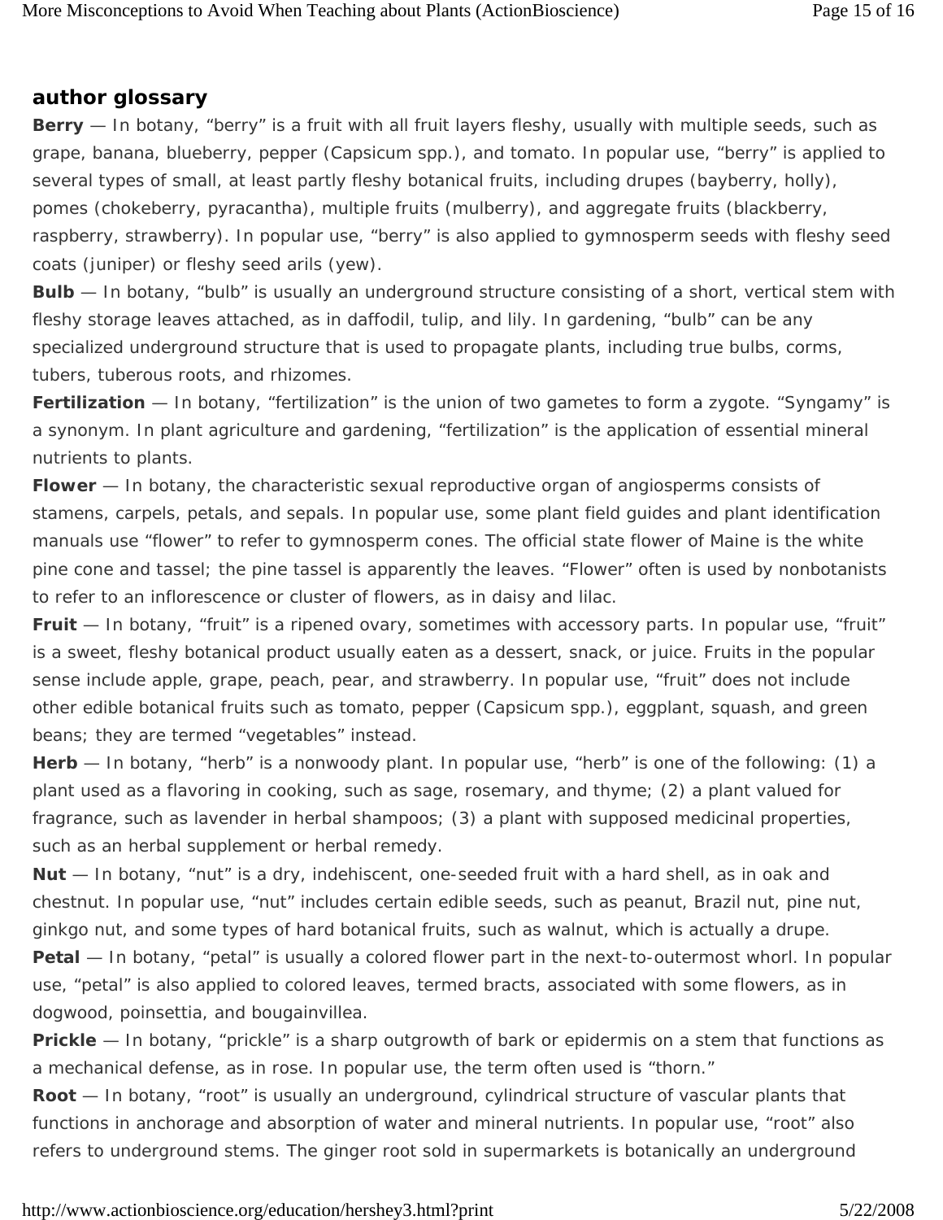## author glossary

**Berry** — In botany, "berry" is a fruit with all fruit layers fleshy, usually with multiple seeds, such as grape, banana, blueberry, pepper (Capsicum spp.), and tomato. In popular use, "berry" is applied to several types of small, at least partly fleshy botanical fruits, including drupes (bayberry, holly), pomes (chokeberry, pyracantha), multiple fruits (mulberry), and aggregate fruits (blackberry, raspberry, strawberry). In popular use, "berry" is also applied to gymnosperm seeds with fleshy seed coats (juniper) or fleshy seed arils (yew).

**Bulb** — In botany, "bulb" is usually an underground structure consisting of a short, vertical stem with fleshy storage leaves attached, as in daffodil, tulip, and lily. In gardening, "bulb" can be any specialized underground structure that is used to propagate plants, including true bulbs, corms, tubers, tuberous roots, and rhizomes.

**Fertilization** — In botany, "fertilization" is the union of two gametes to form a zygote. "Syngamy" is a synonym. In plant agriculture and gardening, "fertilization" is the application of essential mineral nutrients to plants.

**Flower** — In botany, the characteristic sexual reproductive organ of angiosperms consists of stamens, carpels, petals, and sepals. In popular use, some plant field guides and plant identification manuals use "flower" to refer to gymnosperm cones. The official state flower of Maine is the white pine cone and tassel; the pine tassel is apparently the leaves. "Flower" often is used by nonbotanists to refer to an inflorescence or cluster of flowers, as in daisy and lilac.

**Fruit** — In botany, "fruit" is a ripened ovary, sometimes with accessory parts. In popular use, "fruit" is a sweet, fleshy botanical product usually eaten as a dessert, snack, or juice. Fruits in the popular sense include apple, grape, peach, pear, and strawberry. In popular use, "fruit" does not include other edible botanical fruits such as tomato, pepper (Capsicum spp.), eggplant, squash, and green beans; they are termed "vegetables" instead.

**Herb** — In botany, "herb" is a nonwoody plant. In popular use, "herb" is one of the following: (1) a plant used as a flavoring in cooking, such as sage, rosemary, and thyme; (2) a plant valued for fragrance, such as lavender in herbal shampoos; (3) a plant with supposed medicinal properties, such as an herbal supplement or herbal remedy.

**Nut** — In botany, "nut" is a dry, indehiscent, one-seeded fruit with a hard shell, as in oak and chestnut. In popular use, "nut" includes certain edible seeds, such as peanut, Brazil nut, pine nut, ginkgo nut, and some types of hard botanical fruits, such as walnut, which is actually a drupe.

**Petal** — In botany, "petal" is usually a colored flower part in the next-to-outermost whorl. In popular use, "petal" is also applied to colored leaves, termed bracts, associated with some flowers, as in dogwood, poinsettia, and bougainvillea.

**Prickle** — In botany, "prickle" is a sharp outgrowth of bark or epidermis on a stem that functions as a mechanical defense, as in rose. In popular use, the term often used is "thorn."

**Root** — In botany, "root" is usually an underground, cylindrical structure of vascular plants that functions in anchorage and absorption of water and mineral nutrients. In popular use, "root" also refers to underground stems. The ginger root sold in supermarkets is botanically an underground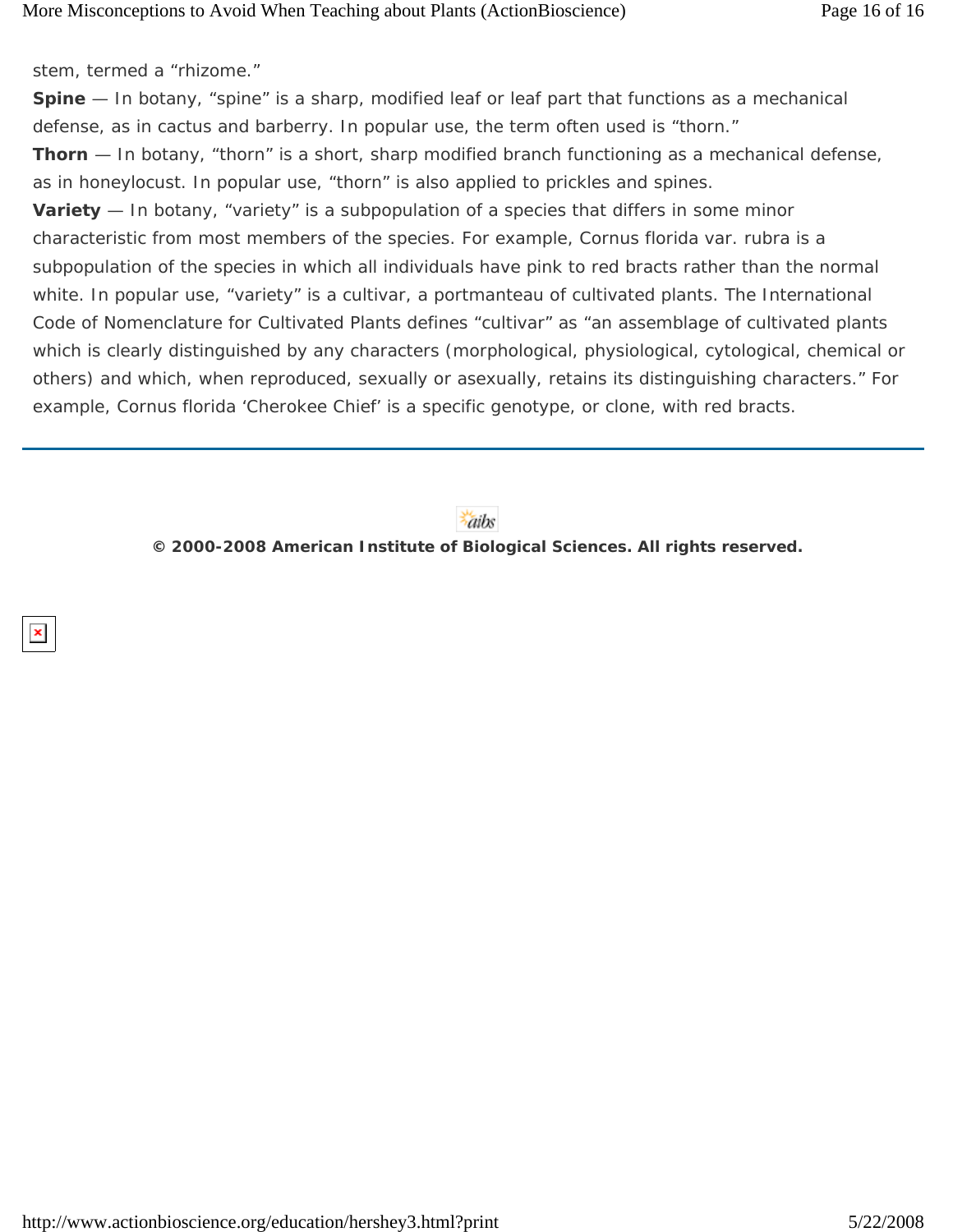stem, termed a "rhizome."

**Spine** — In botany, "spine" is a sharp, modified leaf or leaf part that functions as a mechanical defense, as in cactus and barberry. In popular use, the term often used is "thorn."

**Thorn** — In botany, "thorn" is a short, sharp modified branch functioning as a mechanical defense, as in honeylocust. In popular use, "thorn" is also applied to prickles and spines.

**Variety** — In botany, "variety" is a subpopulation of a species that differs in some minor characteristic from most members of the species. For example, Cornus florida var. rubra is a subpopulation of the species in which all individuals have pink to red bracts rather than the normal white. In popular use, "variety" is a cultivar, a portmanteau of cultivated plants. The International Code of Nomenclature for Cultivated Plants defines "cultivar" as "an assemblage of cultivated plants which is clearly distinguished by any characters (morphological, physiological, cytological, chemical or others) and which, when reproduced, sexually or asexually, retains its distinguishing characters." For example, Cornus florida 'Cherokee Chief' is a specific genotype, or clone, with red bracts.

---

**© 2000-2008 American Institute of Biological Sciences. All rights reserved.**